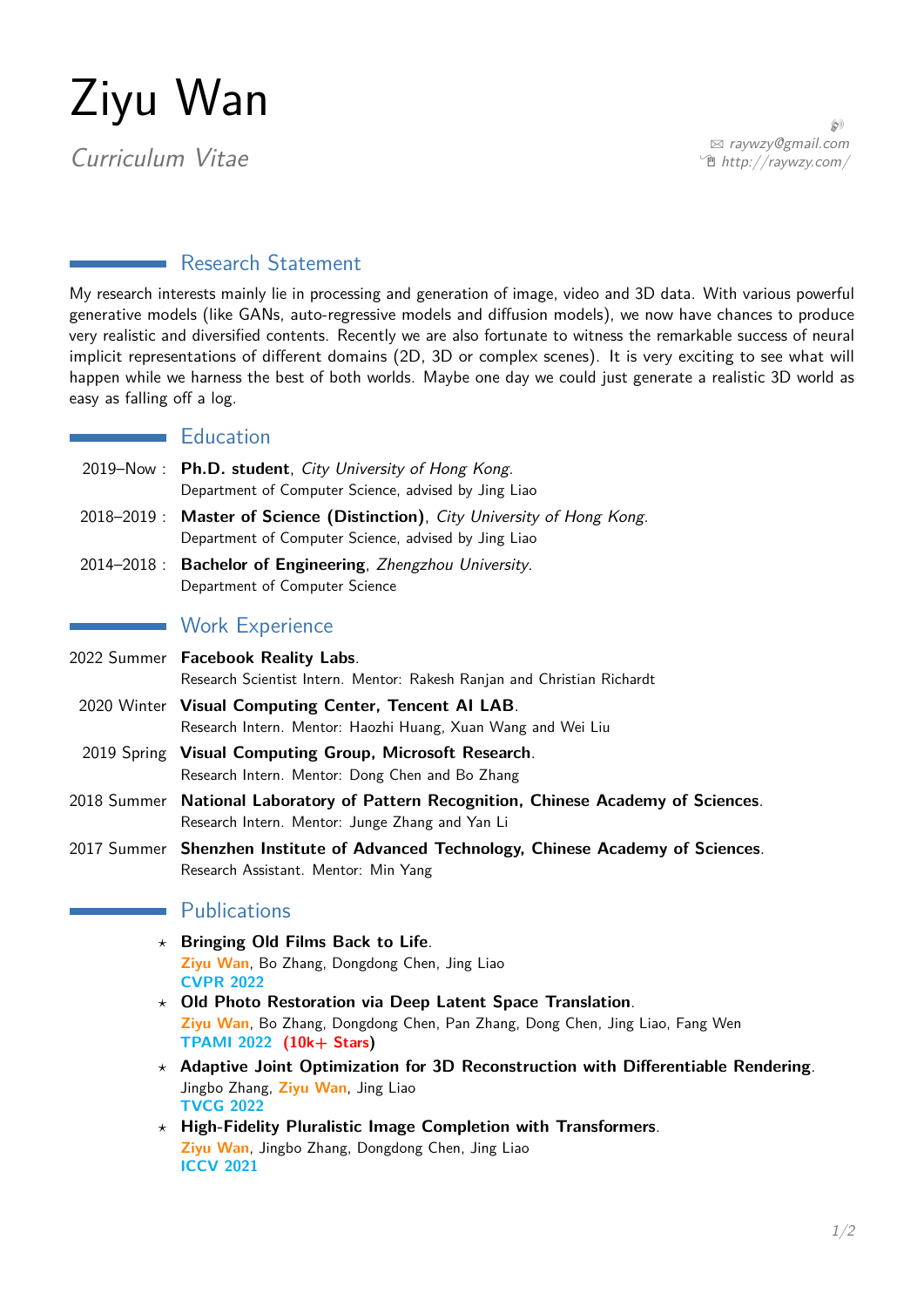# Ziyu Wan

*Curriculum Vitae*

✉ *raywzy@gmail.com*
*http://raywzy.com/*

## Research Statement

My research interests mainly lie in processing and generation of image, video and 3D data. With various powerful generative models (like GANs, auto-regressive models and diffusion models), we now have chances to produce very realistic and diversified contents. Recently we are also fortunate to witness the remarkable success of neural implicit representations of different domains (2D, 3D or complex scenes). It is very exciting to see what will happen while we harness the best of both worlds. Maybe one day we could just generate a realistic 3D world as easy as falling off a log.

## Education

2019–Now : **Ph.D. student**, *City University of Hong Kong*.
Department of Computer Science, advised by Jing Liao

2018–2019 : **Master of Science (Distinction)**, *City University of Hong Kong*.
Department of Computer Science, advised by Jing Liao

2014–2018 : **Bachelor of Engineering**, *Zhengzhou University*.
Department of Computer Science

## Work Experience

2022 Summer **Facebook Reality Labs**.
Research Scientist Intern. Mentor: Rakesh Ranjan and Christian Richardt

2020 Winter **Visual Computing Center, Tencent AI LAB**.
Research Intern. Mentor: Haozhi Huang, Xuan Wang and Wei Liu

2019 Spring **Visual Computing Group, Microsoft Research**.
Research Intern. Mentor: Dong Chen and Bo Zhang

2018 Summer **National Laboratory of Pattern Recognition, Chinese Academy of Sciences**.
Research Intern. Mentor: Junge Zhang and Yan Li

2017 Summer **Shenzhen Institute of Advanced Technology, Chinese Academy of Sciences**.
Research Assistant. Mentor: Min Yang

## Publications

- **Bringing Old Films Back to Life**.
  **Ziyu Wan**, Bo Zhang, Dongdong Chen, Jing Liao
  **CVPR 2022**
- **Old Photo Restoration via Deep Latent Space Translation**.
  **Ziyu Wan**, Bo Zhang, Dongdong Chen, Pan Zhang, Dong Chen, Jing Liao, Fang Wen
  **TPAMI 2022** **(10k+ Stars)**
- **Adaptive Joint Optimization for 3D Reconstruction with Differentiable Rendering**.
  Jingbo Zhang, **Ziyu Wan**, Jing Liao
  **TVCG 2022**
- **High-Fidelity Pluralistic Image Completion with Transformers**.
  **Ziyu Wan**, Jingbo Zhang, Dongdong Chen, Jing Liao
  **ICCV 2021**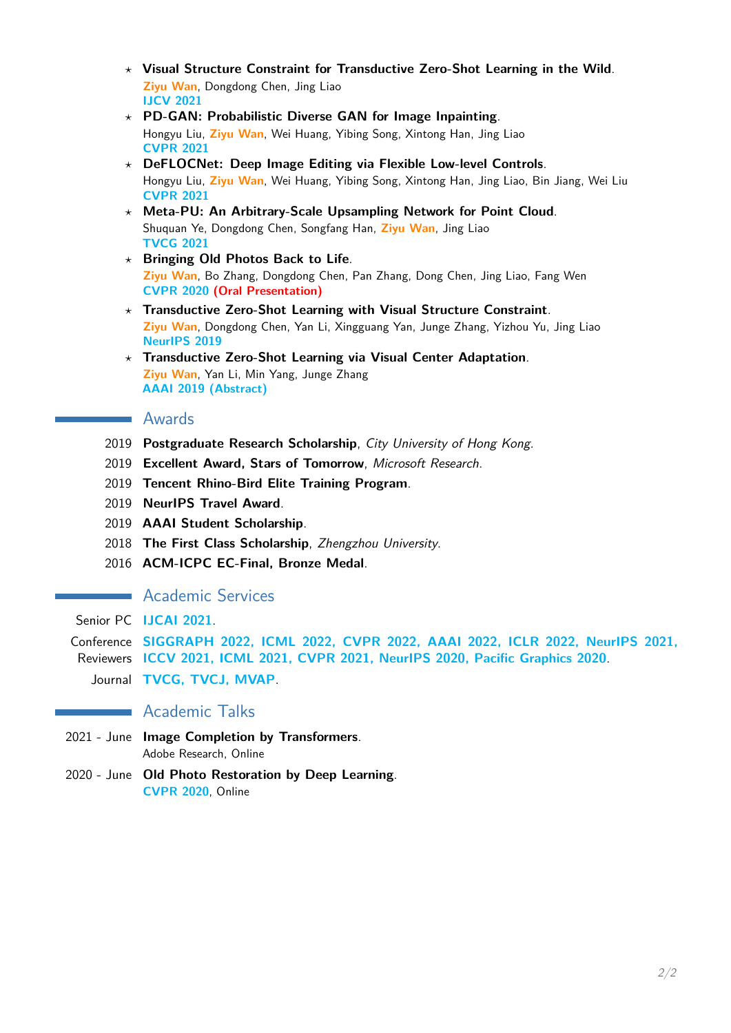- **Visual Structure Constraint for Transductive Zero-Shot Learning in the Wild**.
  **Ziyu Wan**, Dongdong Chen, Jing Liao
  **IJCV 2021**
- **PD-GAN: Probabilistic Diverse GAN for Image Inpainting**.
  Hongyu Liu, **Ziyu Wan**, Wei Huang, Yibing Song, Xintong Han, Jing Liao
  **CVPR 2021**
- **DeFLOCNet: Deep Image Editing via Flexible Low-level Controls**.
  Hongyu Liu, **Ziyu Wan**, Wei Huang, Yibing Song, Xintong Han, Jing Liao, Bin Jiang, Wei Liu
  **CVPR 2021**
- **Meta-PU: An Arbitrary-Scale Upsampling Network for Point Cloud**.
  Shuquan Ye, Dongdong Chen, Songfang Han, **Ziyu Wan**, Jing Liao
  **TVCG 2021**
- **Bringing Old Photos Back to Life**.
  **Ziyu Wan**, Bo Zhang, Dongdong Chen, Pan Zhang, Dong Chen, Jing Liao, Fang Wen
  **CVPR 2020** **(Oral Presentation)**
- **Transductive Zero-Shot Learning with Visual Structure Constraint**.
  **Ziyu Wan**, Dongdong Chen, Yan Li, Xingguang Yan, Junge Zhang, Yizhou Yu, Jing Liao
  **NeurIPS 2019**
- **Transductive Zero-Shot Learning via Visual Center Adaptation**.
  **Ziyu Wan**, Yan Li, Min Yang, Junge Zhang
  **AAAI 2019 (Abstract)**

## Awards

- 2019 **Postgraduate Research Scholarship**, *City University of Hong Kong*.
- 2019 **Excellent Award, Stars of Tomorrow**, *Microsoft Research*.
- 2019 **Tencent Rhino-Bird Elite Training Program**.
- 2019 **NeurIPS Travel Award**.
- 2019 **AAAI Student Scholarship**.
- 2018 **The First Class Scholarship**, *Zhengzhou University*.
- 2016 **ACM-ICPC EC-Final, Bronze Medal**.

## Academic Services

- Senior PC **IJCAI 2021**.
- Conference Reviewers **SIGGRAPH 2022, ICML 2022, CVPR 2022, AAAI 2022, ICLR 2022, NeurIPS 2021, ICCV 2021, ICML 2021, CVPR 2021, NeurIPS 2020, Pacific Graphics 2020**.
- Journal **TVCG, TVCJ, MVAP**.

## Academic Talks

- 2021 - June **Image Completion by Transformers**.
  Adobe Research, Online
- 2020 - June **Old Photo Restoration by Deep Learning**.
  **CVPR 2020**, Online